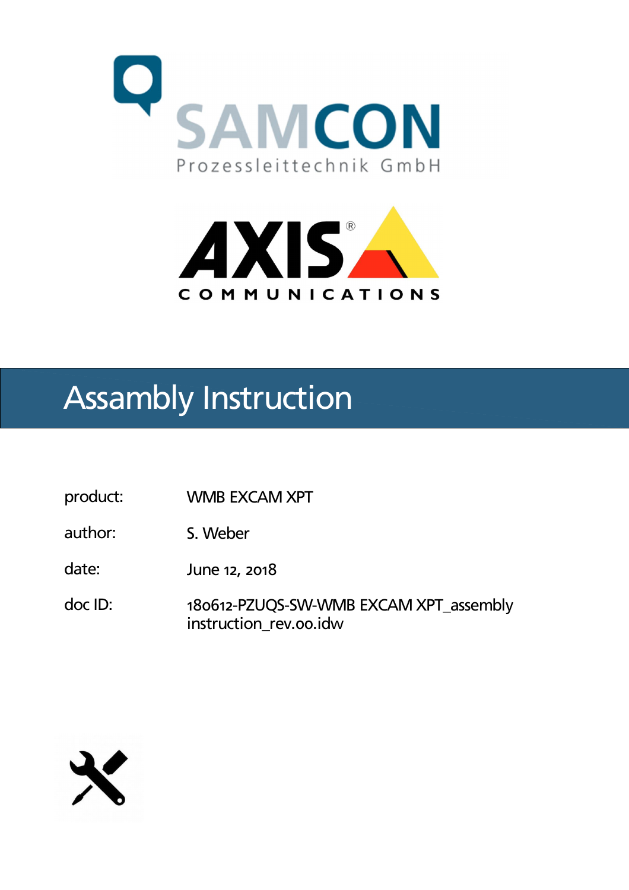SAMCON Prozessleittechnik GmbH

AXIS COMMUNICATIONS

# Assambly Instruction

| | |
|---|---|
| product: | WMB EXCAM XPT |
| author: | S. Weber |
| date: | June 12, 2018 |
| doc ID: | 180612-PZUQS-SW-WMB EXCAM XPT_assembly instruction_rev.00.idw |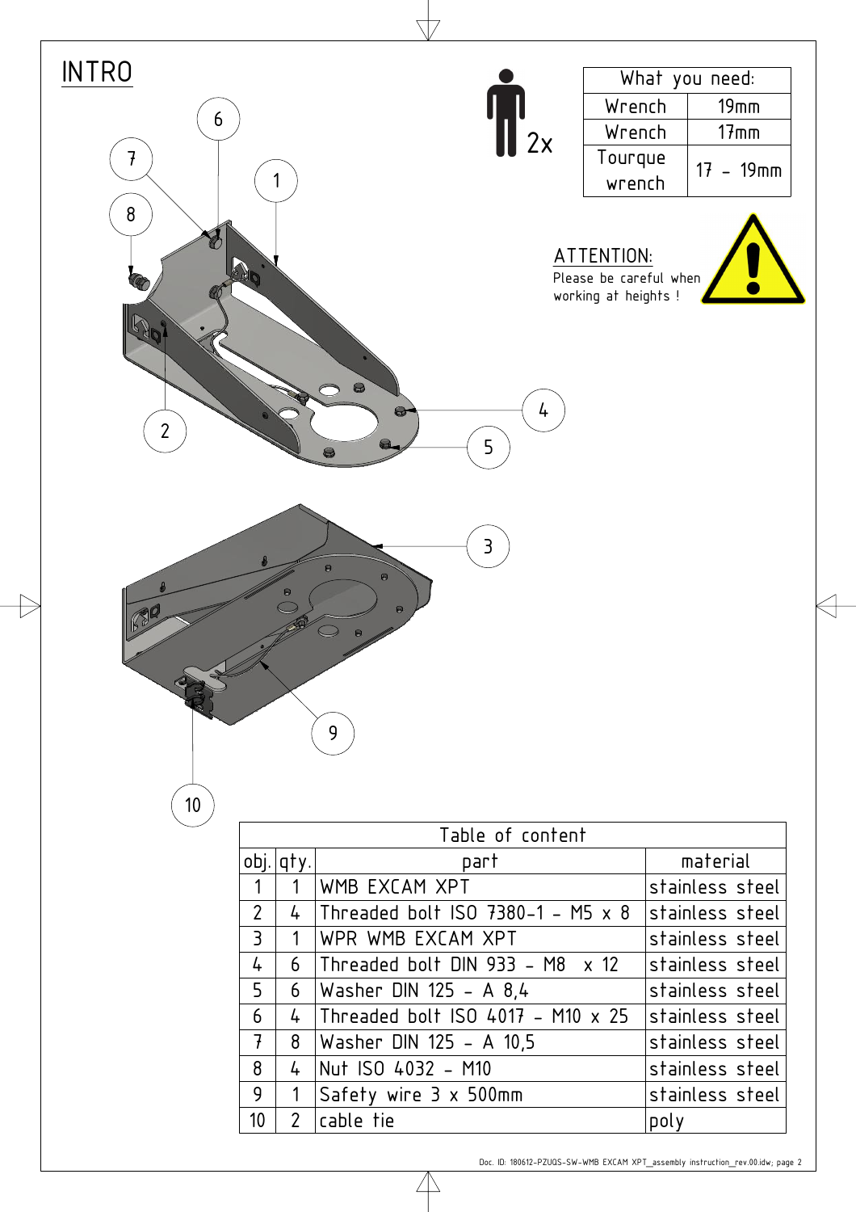# INTRO

2x

| What you need: | |
|---|---|
| Wrench | 19mm |
| Wrench | 17mm |
| Tourque wrench | 17 – 19mm |

**ATTENTION:**
Please be careful when working at heights !

| Table of content | | | |
|---|---|---|---|
| obj. | qty. | part | material |
| 1 | 1 | WMB EXCAM XPT | stainless steel |
| 2 | 4 | Threaded bolt ISO 7380-1 – M5 x 8 | stainless steel |
| 3 | 1 | WPR WMB EXCAM XPT | stainless steel |
| 4 | 6 | Threaded bolt DIN 933 – M8 x 12 | stainless steel |
| 5 | 6 | Washer DIN 125 – A 8,4 | stainless steel |
| 6 | 4 | Threaded bolt ISO 4017 – M10 x 25 | stainless steel |
| 7 | 8 | Washer DIN 125 – A 10,5 | stainless steel |
| 8 | 4 | Nut ISO 4032 – M10 | stainless steel |
| 9 | 1 | Safety wire 3 x 500mm | stainless steel |
| 10 | 2 | cable tie | poly |

Doc. ID: 180612-PZUQS-SW-WMB EXCAM XPT_assembly instruction_rev.00.idw; page 2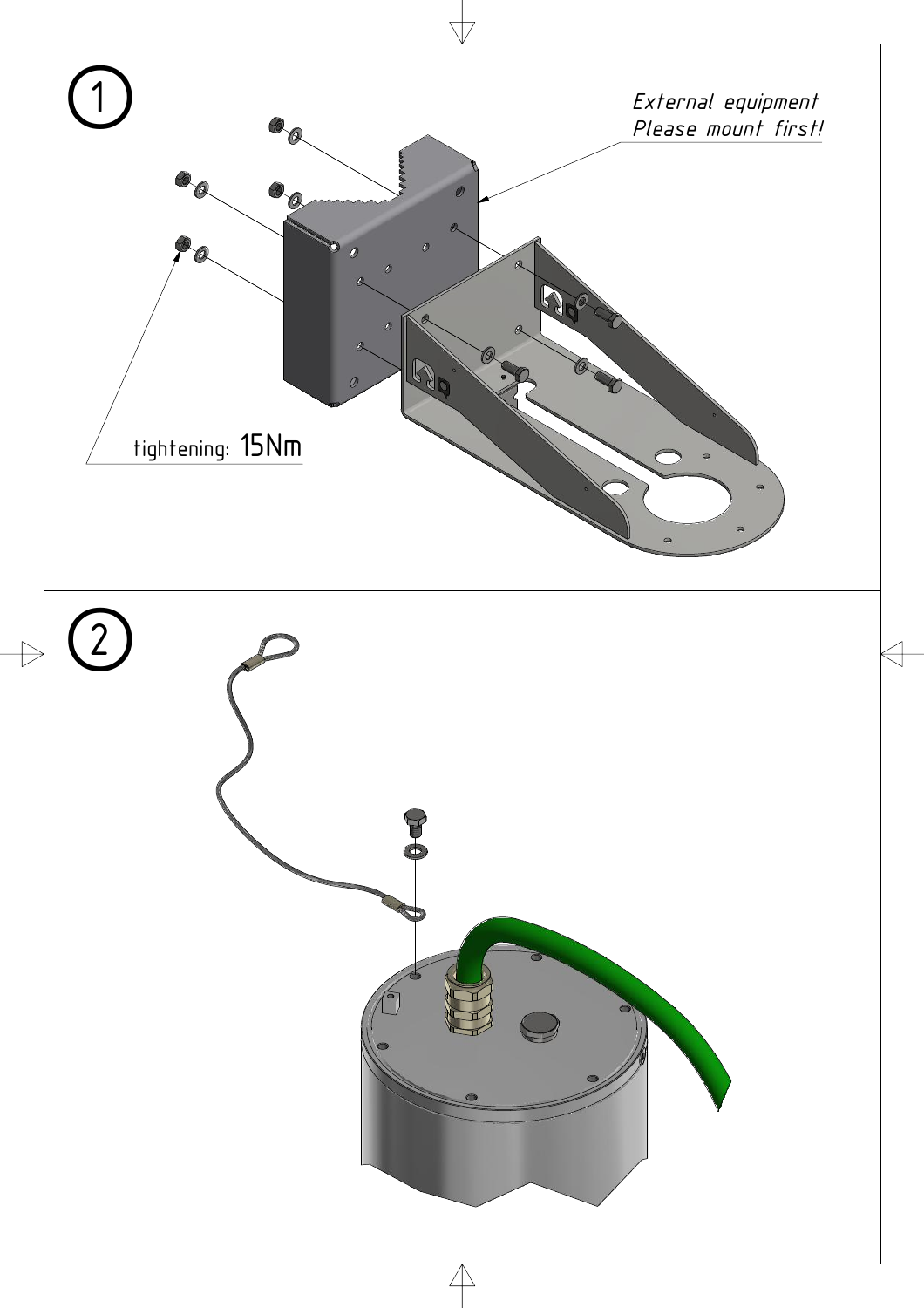①

*External equipment*
*Please mount first!*

tightening: 15Nm

②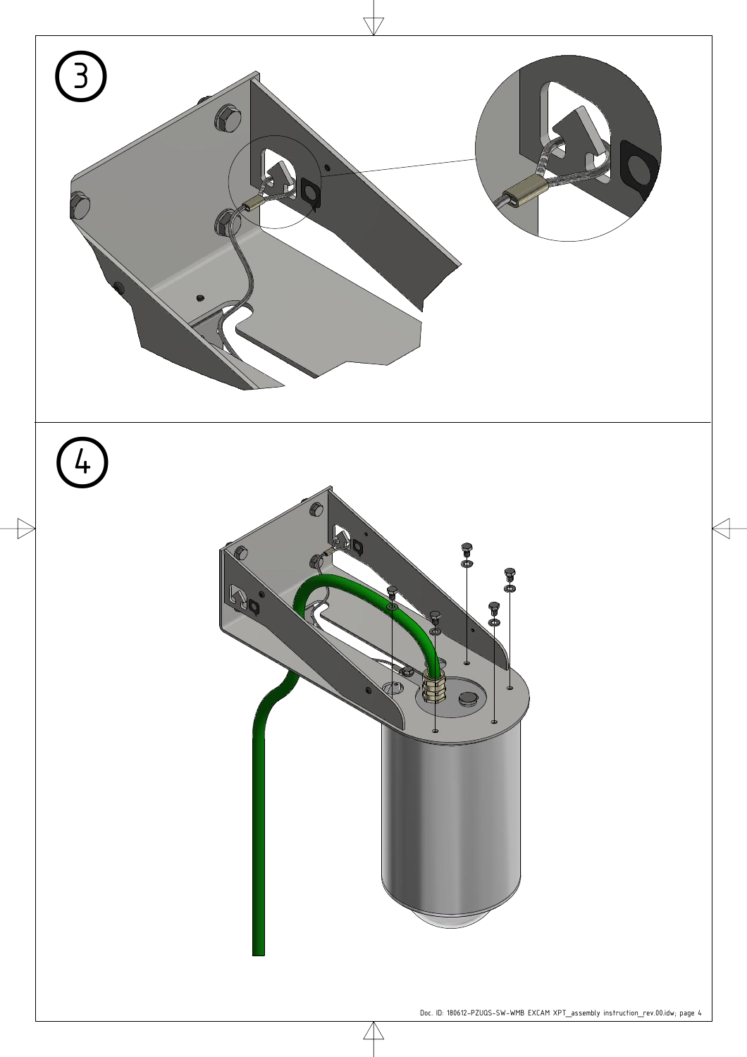3

4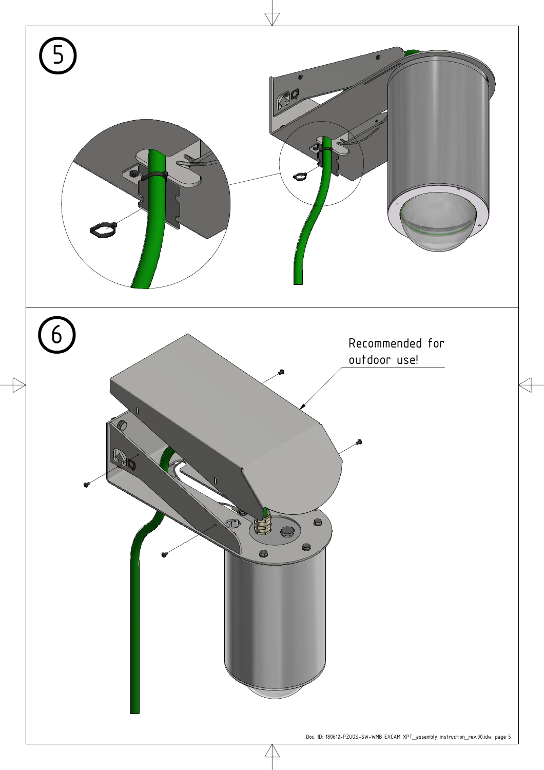5

6

Recommended for outdoor use!

Doc. ID: 180612-PZUQS-SW-WMB EXCAM XPT_assembly instruction_rev.00.idw; page 5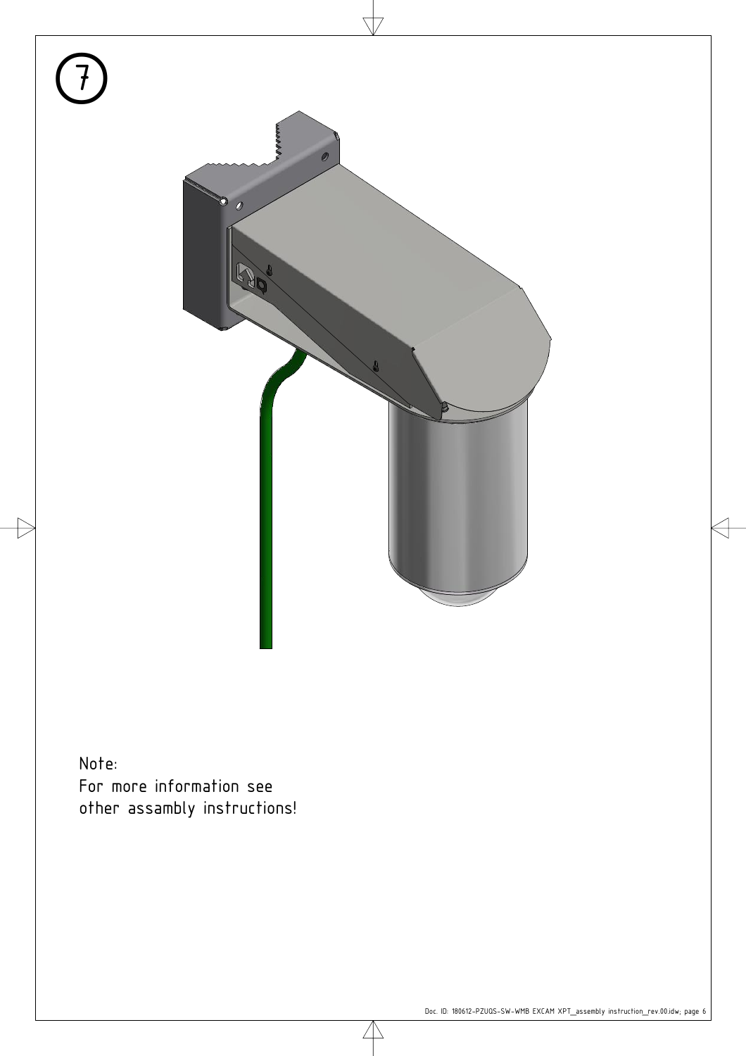7

Note:
For more information see
other assambly instructions!